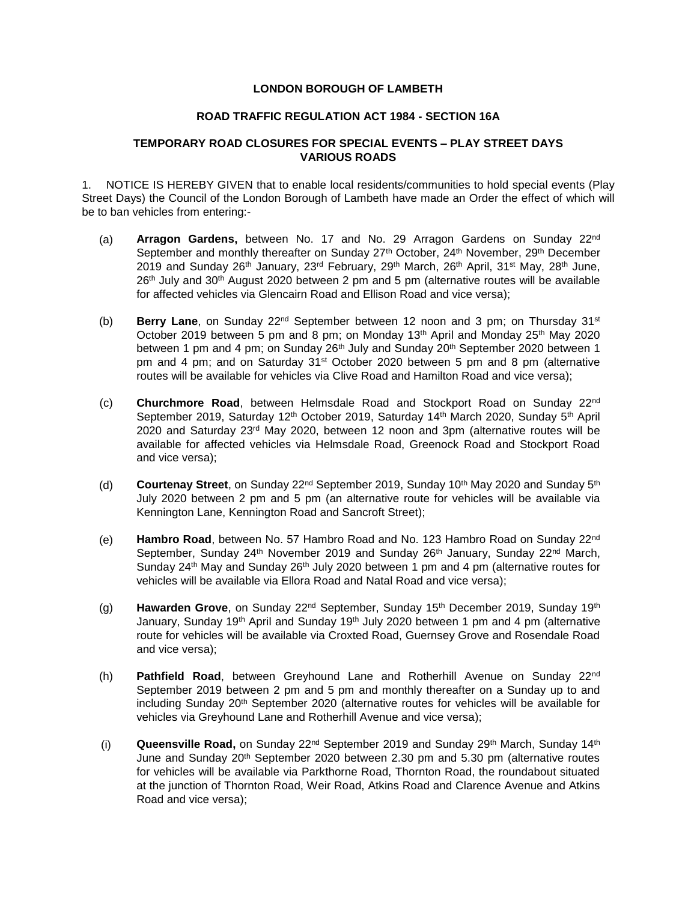**LONDON BOROUGH OF LAMBETH**

**ROAD TRAFFIC REGULATION ACT 1984 - SECTION 16A**

**TEMPORARY ROAD CLOSURES FOR SPECIAL EVENTS – PLAY STREET DAYS VARIOUS ROADS**

1. NOTICE IS HEREBY GIVEN that to enable local residents/communities to hold special events (Play Street Days) the Council of the London Borough of Lambeth have made an Order the effect of which will be to ban vehicles from entering:-

(a) **Arragon Gardens,** between No. 17 and No. 29 Arragon Gardens on Sunday 22nd September and monthly thereafter on Sunday 27th October, 24th November, 29th December 2019 and Sunday 26th January, 23rd February, 29th March, 26th April, 31st May, 28th June, 26th July and 30th August 2020 between 2 pm and 5 pm (alternative routes will be available for affected vehicles via Glencairn Road and Ellison Road and vice versa);

(b) **Berry Lane**, on Sunday 22nd September between 12 noon and 3 pm; on Thursday 31st October 2019 between 5 pm and 8 pm; on Monday 13th April and Monday 25th May 2020 between 1 pm and 4 pm; on Sunday 26th July and Sunday 20th September 2020 between 1 pm and 4 pm; and on Saturday 31st October 2020 between 5 pm and 8 pm (alternative routes will be available for vehicles via Clive Road and Hamilton Road and vice versa);

(c) **Churchmore Road**, between Helmsdale Road and Stockport Road on Sunday 22nd September 2019, Saturday 12th October 2019, Saturday 14th March 2020, Sunday 5th April 2020 and Saturday 23rd May 2020, between 12 noon and 3pm (alternative routes will be available for affected vehicles via Helmsdale Road, Greenock Road and Stockport Road and vice versa);

(d) **Courtenay Street**, on Sunday 22nd September 2019, Sunday 10th May 2020 and Sunday 5th July 2020 between 2 pm and 5 pm (an alternative route for vehicles will be available via Kennington Lane, Kennington Road and Sancroft Street);

(e) **Hambro Road**, between No. 57 Hambro Road and No. 123 Hambro Road on Sunday 22nd September, Sunday 24th November 2019 and Sunday 26th January, Sunday 22nd March, Sunday 24th May and Sunday 26th July 2020 between 1 pm and 4 pm (alternative routes for vehicles will be available via Ellora Road and Natal Road and vice versa);

(g) **Hawarden Grove**, on Sunday 22nd September, Sunday 15th December 2019, Sunday 19th January, Sunday 19th April and Sunday 19th July 2020 between 1 pm and 4 pm (alternative route for vehicles will be available via Croxted Road, Guernsey Grove and Rosendale Road and vice versa);

(h) **Pathfield Road**, between Greyhound Lane and Rotherhill Avenue on Sunday 22nd September 2019 between 2 pm and 5 pm and monthly thereafter on a Sunday up to and including Sunday 20th September 2020 (alternative routes for vehicles will be available for vehicles via Greyhound Lane and Rotherhill Avenue and vice versa);

(i) **Queensville Road,** on Sunday 22nd September 2019 and Sunday 29th March, Sunday 14th June and Sunday 20th September 2020 between 2.30 pm and 5.30 pm (alternative routes for vehicles will be available via Parkthorne Road, Thornton Road, the roundabout situated at the junction of Thornton Road, Weir Road, Atkins Road and Clarence Avenue and Atkins Road and vice versa);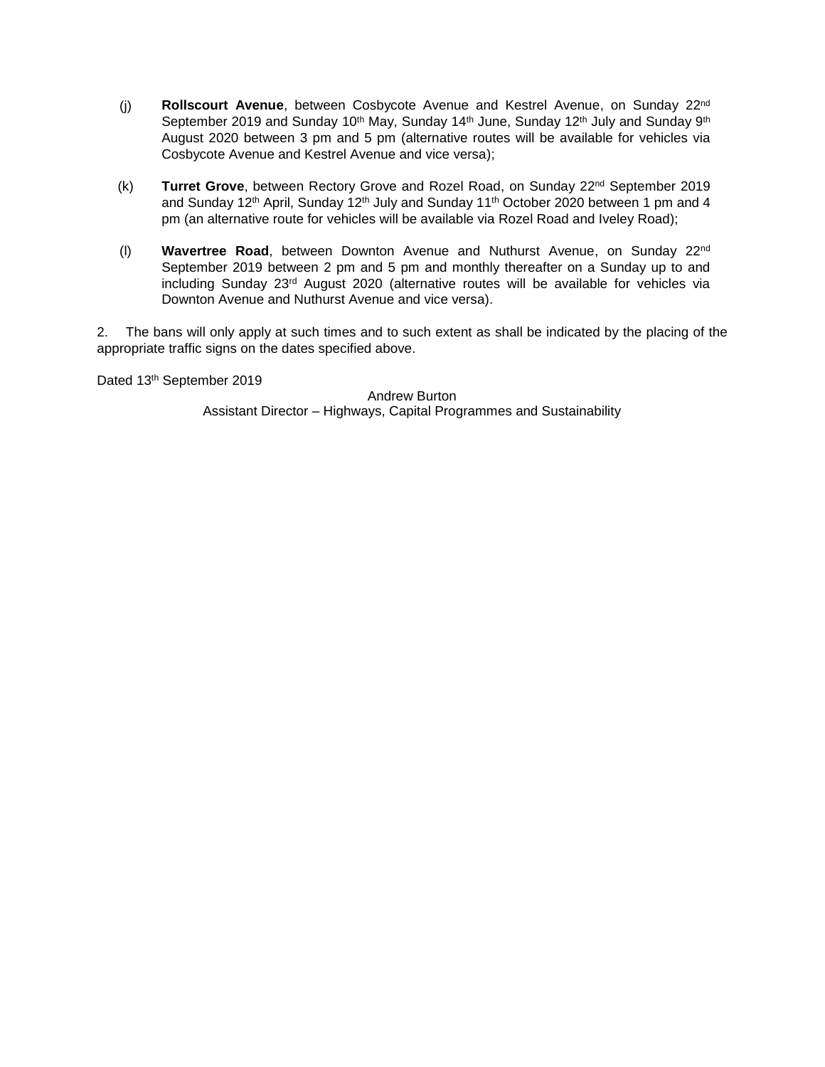(j) **Rollscourt Avenue**, between Cosbycote Avenue and Kestrel Avenue, on Sunday 22nd September 2019 and Sunday 10th May, Sunday 14th June, Sunday 12th July and Sunday 9th August 2020 between 3 pm and 5 pm (alternative routes will be available for vehicles via Cosbycote Avenue and Kestrel Avenue and vice versa);

(k) **Turret Grove**, between Rectory Grove and Rozel Road, on Sunday 22nd September 2019 and Sunday 12th April, Sunday 12th July and Sunday 11th October 2020 between 1 pm and 4 pm (an alternative route for vehicles will be available via Rozel Road and Iveley Road);

(l) **Wavertree Road**, between Downton Avenue and Nuthurst Avenue, on Sunday 22nd September 2019 between 2 pm and 5 pm and monthly thereafter on a Sunday up to and including Sunday 23rd August 2020 (alternative routes will be available for vehicles via Downton Avenue and Nuthurst Avenue and vice versa).

2. The bans will only apply at such times and to such extent as shall be indicated by the placing of the appropriate traffic signs on the dates specified above.

Dated 13th September 2019

Andrew Burton
Assistant Director – Highways, Capital Programmes and Sustainability